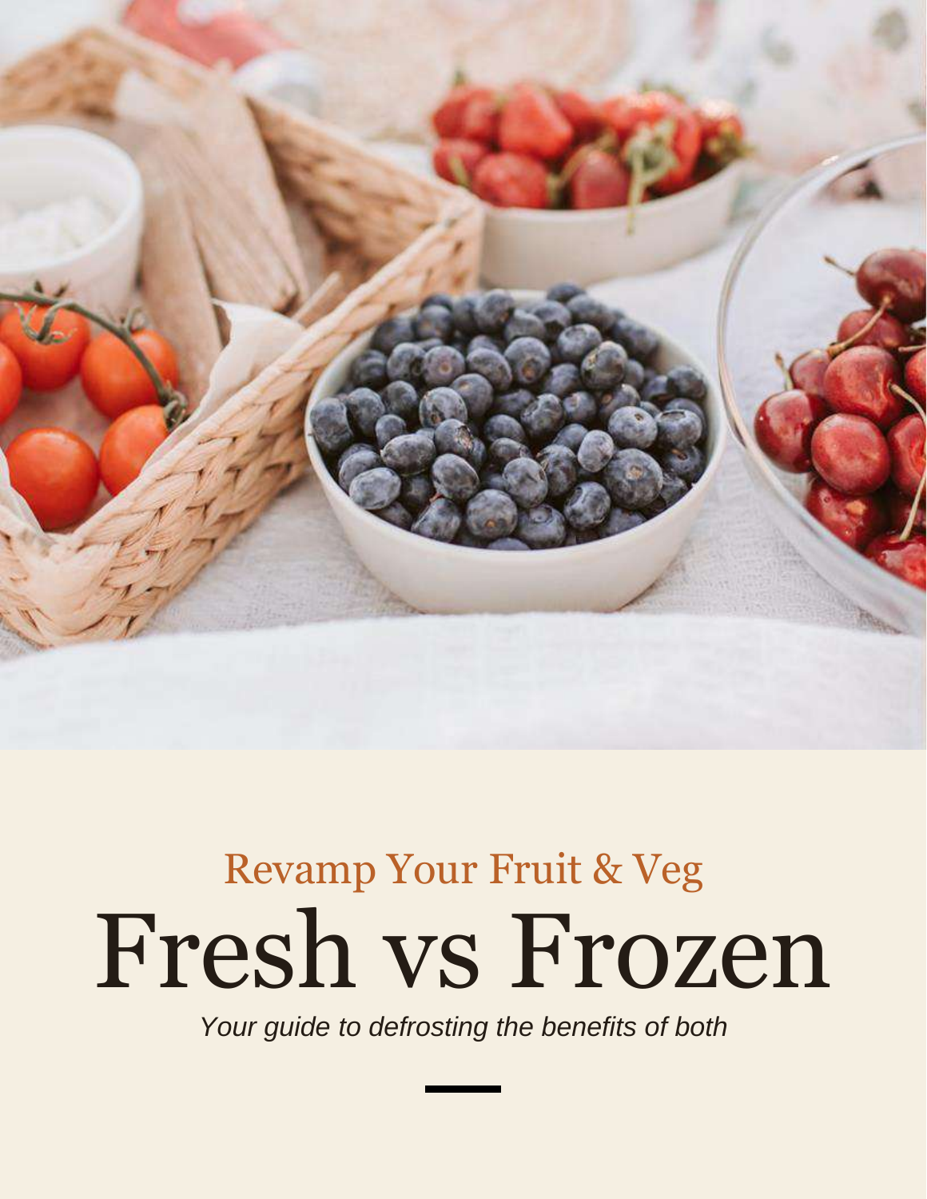Revamp Your Fruit & Veg

# Fresh vs Frozen

*Your guide to defrosting the benefits of both*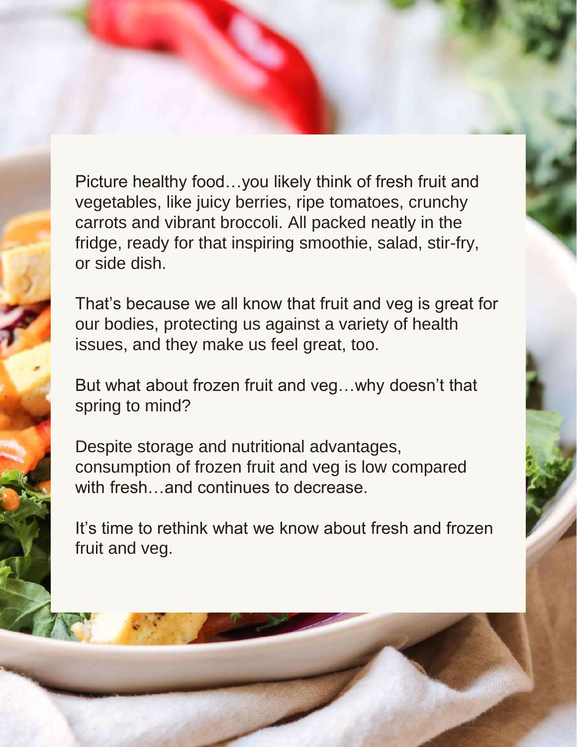Picture healthy food…you likely think of fresh fruit and vegetables, like juicy berries, ripe tomatoes, crunchy carrots and vibrant broccoli. All packed neatly in the fridge, ready for that inspiring smoothie, salad, stir-fry, or side dish.

That's because we all know that fruit and veg is great for our bodies, protecting us against a variety of health issues, and they make us feel great, too.

But what about frozen fruit and veg…why doesn't that spring to mind?

Despite storage and nutritional advantages, consumption of frozen fruit and veg is low compared with fresh…and continues to decrease.

It's time to rethink what we know about fresh and frozen fruit and veg.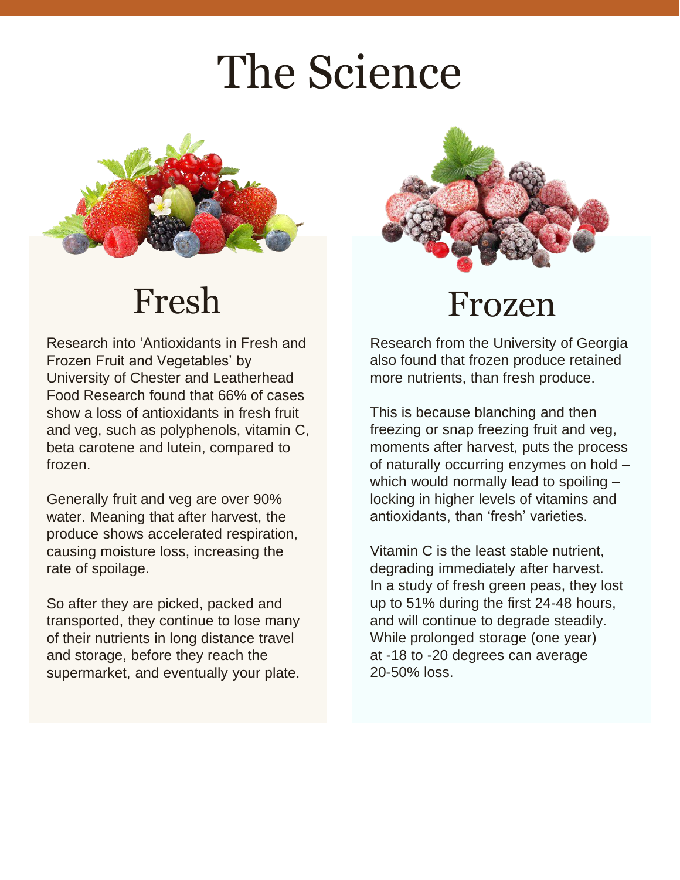# The Science

## Fresh

Research into 'Antioxidants in Fresh and Frozen Fruit and Vegetables' by University of Chester and Leatherhead Food Research found that 66% of cases show a loss of antioxidants in fresh fruit and veg, such as polyphenols, vitamin C, beta carotene and lutein, compared to frozen.

Generally fruit and veg are over 90% water. Meaning that after harvest, the produce shows accelerated respiration, causing moisture loss, increasing the rate of spoilage.

So after they are picked, packed and transported, they continue to lose many of their nutrients in long distance travel and storage, before they reach the supermarket, and eventually your plate.

## Frozen

Research from the University of Georgia also found that frozen produce retained more nutrients, than fresh produce.

This is because blanching and then freezing or snap freezing fruit and veg, moments after harvest, puts the process of naturally occurring enzymes on hold – which would normally lead to spoiling – locking in higher levels of vitamins and antioxidants, than 'fresh' varieties.

Vitamin C is the least stable nutrient, degrading immediately after harvest. In a study of fresh green peas, they lost up to 51% during the first 24-48 hours, and will continue to degrade steadily. While prolonged storage (one year) at -18 to -20 degrees can average 20-50% loss.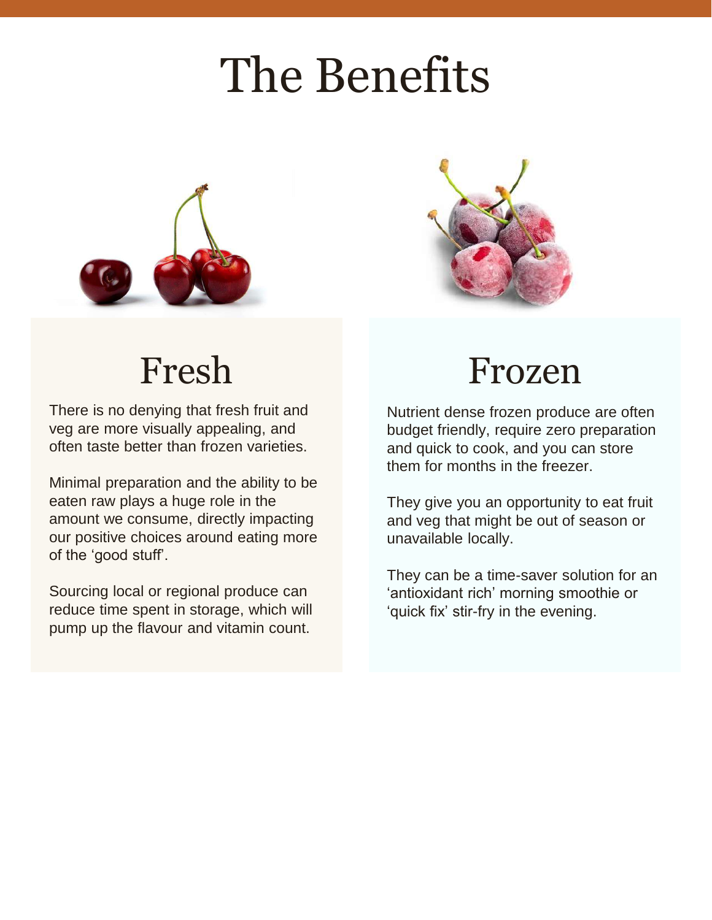# The Benefits

## Fresh

There is no denying that fresh fruit and veg are more visually appealing, and often taste better than frozen varieties.

Minimal preparation and the ability to be eaten raw plays a huge role in the amount we consume, directly impacting our positive choices around eating more of the 'good stuff'.

Sourcing local or regional produce can reduce time spent in storage, which will pump up the flavour and vitamin count.

## Frozen

Nutrient dense frozen produce are often budget friendly, require zero preparation and quick to cook, and you can store them for months in the freezer.

They give you an opportunity to eat fruit and veg that might be out of season or unavailable locally.

They can be a time-saver solution for an 'antioxidant rich' morning smoothie or 'quick fix' stir-fry in the evening.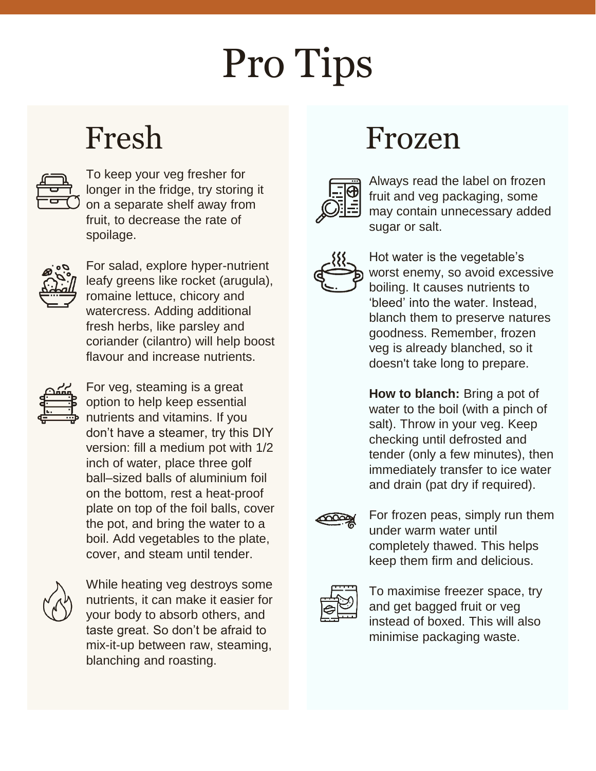# Pro Tips

## Fresh

To keep your veg fresher for longer in the fridge, try storing it on a separate shelf away from fruit, to decrease the rate of spoilage.

For salad, explore hyper-nutrient leafy greens like rocket (arugula), romaine lettuce, chicory and watercress. Adding additional fresh herbs, like parsley and coriander (cilantro) will help boost flavour and increase nutrients.

For veg, steaming is a great option to help keep essential nutrients and vitamins. If you don't have a steamer, try this DIY version: fill a medium pot with 1/2 inch of water, place three golf ball–sized balls of aluminium foil on the bottom, rest a heat-proof plate on top of the foil balls, cover the pot, and bring the water to a boil. Add vegetables to the plate, cover, and steam until tender.

While heating veg destroys some nutrients, it can make it easier for your body to absorb others, and taste great. So don't be afraid to mix-it-up between raw, steaming, blanching and roasting.

## Frozen

Always read the label on frozen fruit and veg packaging, some may contain unnecessary added sugar or salt.

Hot water is the vegetable's worst enemy, so avoid excessive boiling. It causes nutrients to 'bleed' into the water. Instead, blanch them to preserve natures goodness. Remember, frozen veg is already blanched, so it doesn't take long to prepare.

**How to blanch:** Bring a pot of water to the boil (with a pinch of salt). Throw in your veg. Keep checking until defrosted and tender (only a few minutes), then immediately transfer to ice water and drain (pat dry if required).

For frozen peas, simply run them under warm water until completely thawed. This helps keep them firm and delicious.

To maximise freezer space, try and get bagged fruit or veg instead of boxed. This will also minimise packaging waste.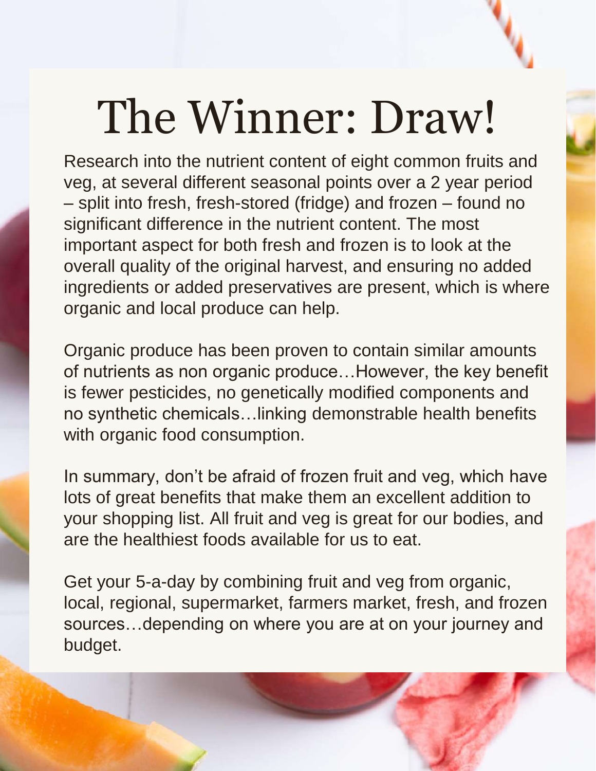# The Winner: Draw!

Research into the nutrient content of eight common fruits and veg, at several different seasonal points over a 2 year period – split into fresh, fresh-stored (fridge) and frozen – found no significant difference in the nutrient content. The most important aspect for both fresh and frozen is to look at the overall quality of the original harvest, and ensuring no added ingredients or added preservatives are present, which is where organic and local produce can help.

Organic produce has been proven to contain similar amounts of nutrients as non organic produce…However, the key benefit is fewer pesticides, no genetically modified components and no synthetic chemicals…linking demonstrable health benefits with organic food consumption.

In summary, don't be afraid of frozen fruit and veg, which have lots of great benefits that make them an excellent addition to your shopping list. All fruit and veg is great for our bodies, and are the healthiest foods available for us to eat.

Get your 5-a-day by combining fruit and veg from organic, local, regional, supermarket, farmers market, fresh, and frozen sources…depending on where you are at on your journey and budget.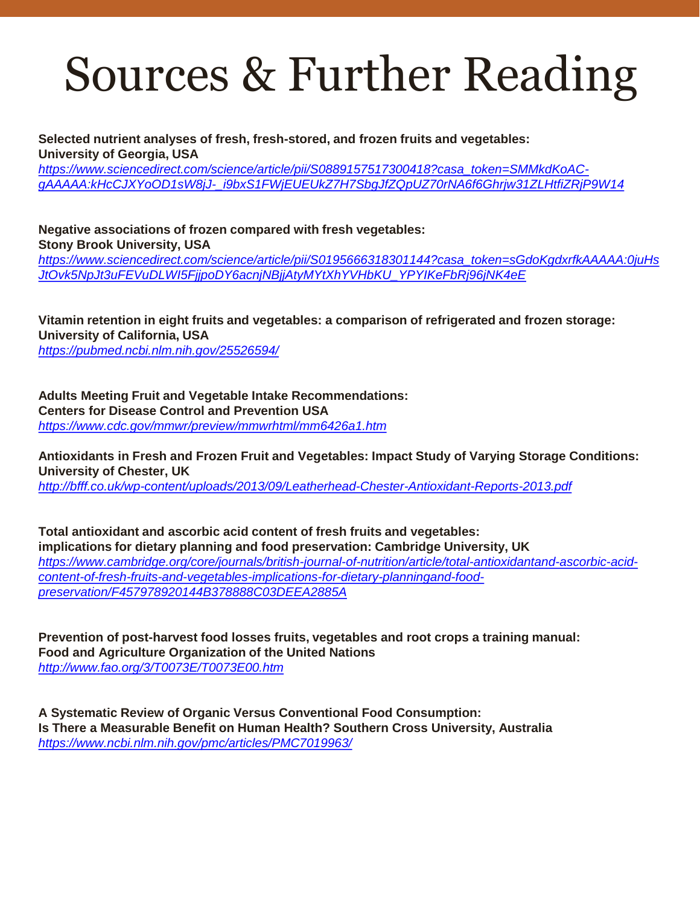# Sources & Further Reading

**Selected nutrient analyses of fresh, fresh-stored, and frozen fruits and vegetables: University of Georgia, USA**
https://www.sciencedirect.com/science/article/pii/S0889157517300418?casa_token=SMMkdKoAC-gAAAAA:kHcCJXYoOD1sW8jJ-_i9bxS1FWjEUEUkZ7H7SbgJfZQpUZ70rNA6f6Ghrjw31ZLHtfiZRjP9W14

**Negative associations of frozen compared with fresh vegetables: Stony Brook University, USA**
https://www.sciencedirect.com/science/article/pii/S0195666318301144?casa_token=sGdoKgdxrfkAAAAA:0juHsJtOvk5NpJt3uFEVuDLWI5FjjpoDY6acnjNBjjAtyMYtXhYVHbKU_YPYIKeFbRj96jNK4eE

**Vitamin retention in eight fruits and vegetables: a comparison of refrigerated and frozen storage: University of California, USA**
https://pubmed.ncbi.nlm.nih.gov/25526594/

**Adults Meeting Fruit and Vegetable Intake Recommendations: Centers for Disease Control and Prevention USA**
https://www.cdc.gov/mmwr/preview/mmwrhtml/mm6426a1.htm

**Antioxidants in Fresh and Frozen Fruit and Vegetables: Impact Study of Varying Storage Conditions: University of Chester, UK**
http://bfff.co.uk/wp-content/uploads/2013/09/Leatherhead-Chester-Antioxidant-Reports-2013.pdf

**Total antioxidant and ascorbic acid content of fresh fruits and vegetables: implications for dietary planning and food preservation: Cambridge University, UK**
https://www.cambridge.org/core/journals/british-journal-of-nutrition/article/total-antioxidantand-ascorbic-acid-content-of-fresh-fruits-and-vegetables-implications-for-dietary-planningand-food-preservation/F457978920144B378888C03DEEA2885A

**Prevention of post-harvest food losses fruits, vegetables and root crops a training manual: Food and Agriculture Organization of the United Nations**
http://www.fao.org/3/T0073E/T0073E00.htm

**A Systematic Review of Organic Versus Conventional Food Consumption: Is There a Measurable Benefit on Human Health? Southern Cross University, Australia**
https://www.ncbi.nlm.nih.gov/pmc/articles/PMC7019963/